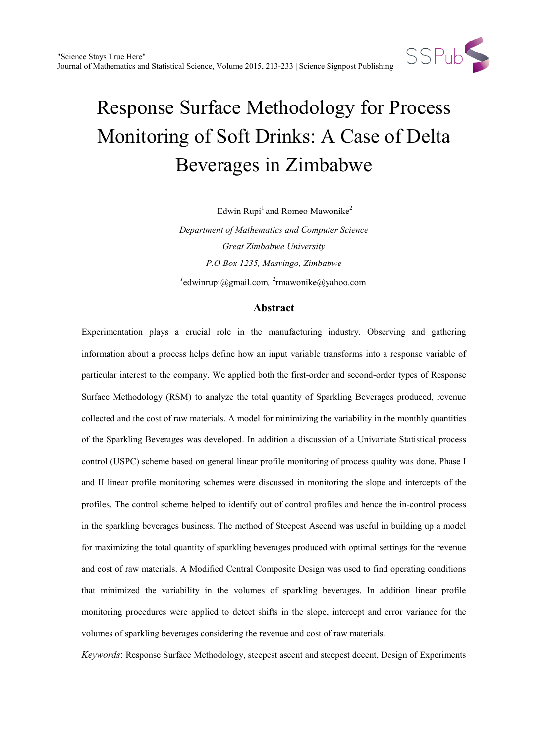# Response Surface Methodology for Process Monitoring of Soft Drinks: A Case of Delta Beverages in Zimbabwe

Edwin Rupi[1] and Romeo Mawonike[2]

*Department of Mathematics and Computer Science*
*Great Zimbabwe University*
*P.O Box 1235, Masvingo, Zimbabwe*

[1]edwinrupi@gmail.com, [2]rmawonike@yahoo.com

## Abstract

Experimentation plays a crucial role in the manufacturing industry. Observing and gathering information about a process helps define how an input variable transforms into a response variable of particular interest to the company. We applied both the first-order and second-order types of Response Surface Methodology (RSM) to analyze the total quantity of Sparkling Beverages produced, revenue collected and the cost of raw materials. A model for minimizing the variability in the monthly quantities of the Sparkling Beverages was developed. In addition a discussion of a Univariate Statistical process control (USPC) scheme based on general linear profile monitoring of process quality was done. Phase I and II linear profile monitoring schemes were discussed in monitoring the slope and intercepts of the profiles. The control scheme helped to identify out of control profiles and hence the in-control process in the sparkling beverages business. The method of Steepest Ascend was useful in building up a model for maximizing the total quantity of sparkling beverages produced with optimal settings for the revenue and cost of raw materials. A Modified Central Composite Design was used to find operating conditions that minimized the variability in the volumes of sparkling beverages. In addition linear profile monitoring procedures were applied to detect shifts in the slope, intercept and error variance for the volumes of sparkling beverages considering the revenue and cost of raw materials.

*Keywords*: Response Surface Methodology, steepest ascent and steepest decent, Design of Experiments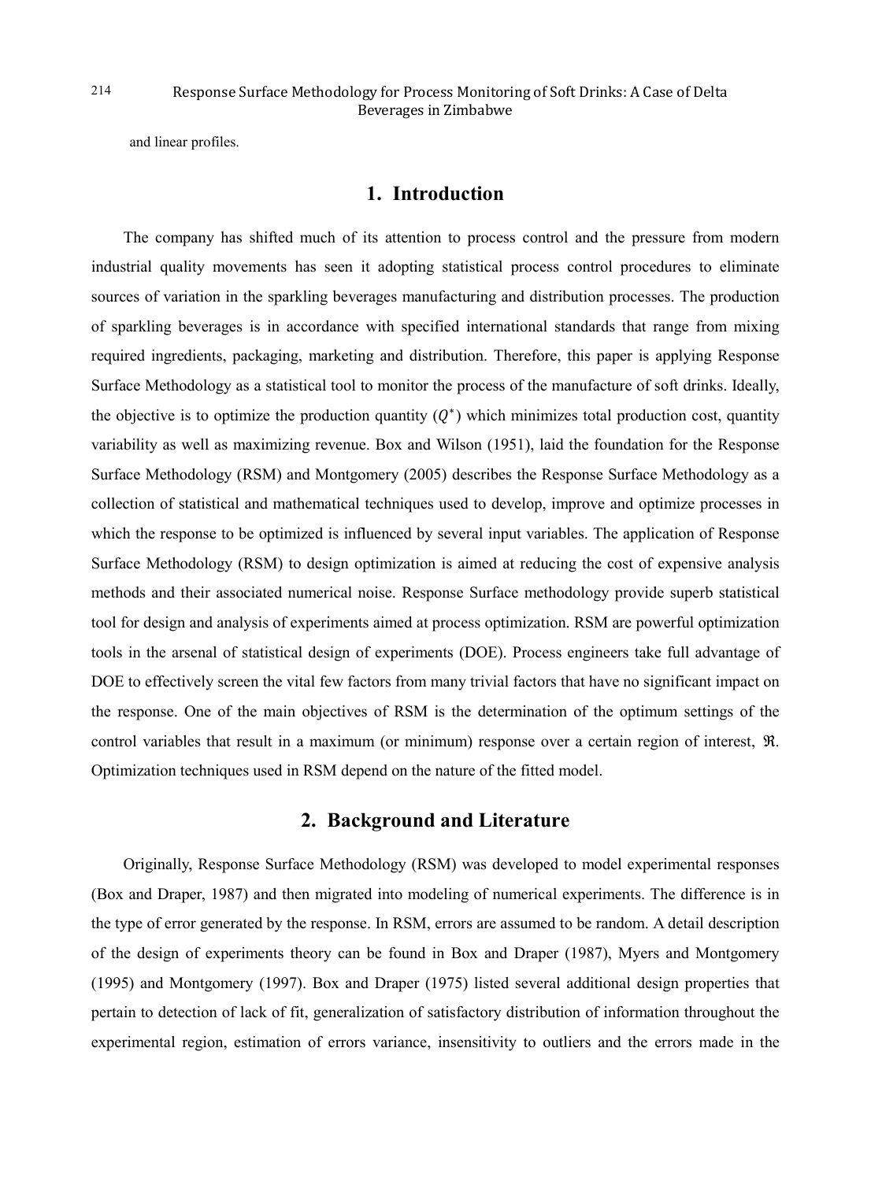and linear profiles.

## 1. Introduction

The company has shifted much of its attention to process control and the pressure from modern industrial quality movements has seen it adopting statistical process control procedures to eliminate sources of variation in the sparkling beverages manufacturing and distribution processes. The production of sparkling beverages is in accordance with specified international standards that range from mixing required ingredients, packaging, marketing and distribution. Therefore, this paper is applying Response Surface Methodology as a statistical tool to monitor the process of the manufacture of soft drinks. Ideally, the objective is to optimize the production quantity ($Q^*$) which minimizes total production cost, quantity variability as well as maximizing revenue. Box and Wilson (1951), laid the foundation for the Response Surface Methodology (RSM) and Montgomery (2005) describes the Response Surface Methodology as a collection of statistical and mathematical techniques used to develop, improve and optimize processes in which the response to be optimized is influenced by several input variables. The application of Response Surface Methodology (RSM) to design optimization is aimed at reducing the cost of expensive analysis methods and their associated numerical noise. Response Surface methodology provide superb statistical tool for design and analysis of experiments aimed at process optimization. RSM are powerful optimization tools in the arsenal of statistical design of experiments (DOE). Process engineers take full advantage of DOE to effectively screen the vital few factors from many trivial factors that have no significant impact on the response. One of the main objectives of RSM is the determination of the optimum settings of the control variables that result in a maximum (or minimum) response over a certain region of interest, $\mathfrak{R}$. Optimization techniques used in RSM depend on the nature of the fitted model.

## 2. Background and Literature

Originally, Response Surface Methodology (RSM) was developed to model experimental responses (Box and Draper, 1987) and then migrated into modeling of numerical experiments. The difference is in the type of error generated by the response. In RSM, errors are assumed to be random. A detail description of the design of experiments theory can be found in Box and Draper (1987), Myers and Montgomery (1995) and Montgomery (1997). Box and Draper (1975) listed several additional design properties that pertain to detection of lack of fit, generalization of satisfactory distribution of information throughout the experimental region, estimation of errors variance, insensitivity to outliers and the errors made in the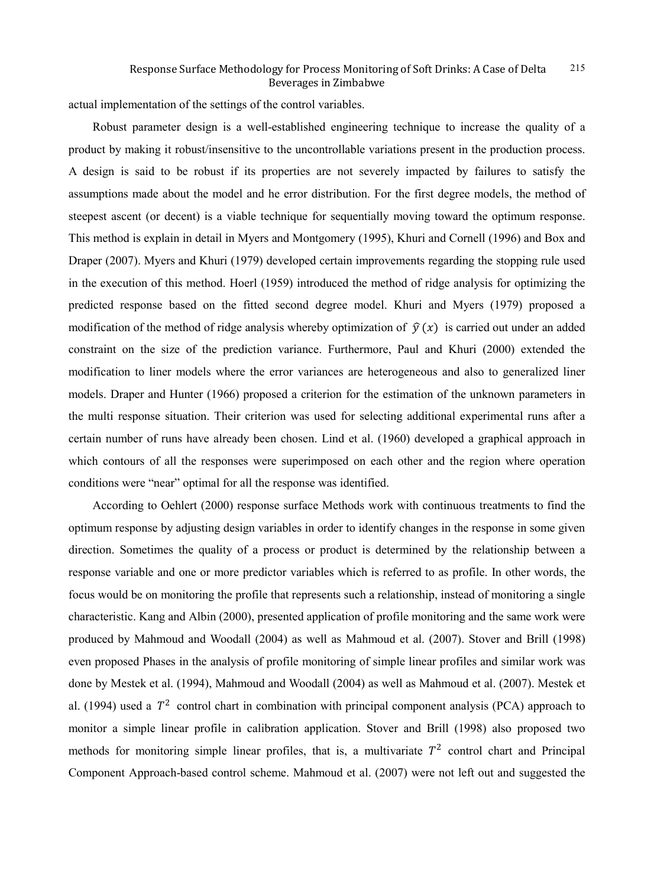actual implementation of the settings of the control variables.

Robust parameter design is a well-established engineering technique to increase the quality of a product by making it robust/insensitive to the uncontrollable variations present in the production process. A design is said to be robust if its properties are not severely impacted by failures to satisfy the assumptions made about the model and he error distribution. For the first degree models, the method of steepest ascent (or decent) is a viable technique for sequentially moving toward the optimum response. This method is explain in detail in Myers and Montgomery (1995), Khuri and Cornell (1996) and Box and Draper (2007). Myers and Khuri (1979) developed certain improvements regarding the stopping rule used in the execution of this method. Hoerl (1959) introduced the method of ridge analysis for optimizing the predicted response based on the fitted second degree model. Khuri and Myers (1979) proposed a modification of the method of ridge analysis whereby optimization of $\hat{y}(x)$ is carried out under an added constraint on the size of the prediction variance. Furthermore, Paul and Khuri (2000) extended the modification to liner models where the error variances are heterogeneous and also to generalized liner models. Draper and Hunter (1966) proposed a criterion for the estimation of the unknown parameters in the multi response situation. Their criterion was used for selecting additional experimental runs after a certain number of runs have already been chosen. Lind et al. (1960) developed a graphical approach in which contours of all the responses were superimposed on each other and the region where operation conditions were "near" optimal for all the response was identified.

According to Oehlert (2000) response surface Methods work with continuous treatments to find the optimum response by adjusting design variables in order to identify changes in the response in some given direction. Sometimes the quality of a process or product is determined by the relationship between a response variable and one or more predictor variables which is referred to as profile. In other words, the focus would be on monitoring the profile that represents such a relationship, instead of monitoring a single characteristic. Kang and Albin (2000), presented application of profile monitoring and the same work were produced by Mahmoud and Woodall (2004) as well as Mahmoud et al. (2007). Stover and Brill (1998) even proposed Phases in the analysis of profile monitoring of simple linear profiles and similar work was done by Mestek et al. (1994), Mahmoud and Woodall (2004) as well as Mahmoud et al. (2007). Mestek et al. (1994) used a $T^2$ control chart in combination with principal component analysis (PCA) approach to monitor a simple linear profile in calibration application. Stover and Brill (1998) also proposed two methods for monitoring simple linear profiles, that is, a multivariate $T^2$ control chart and Principal Component Approach-based control scheme. Mahmoud et al. (2007) were not left out and suggested the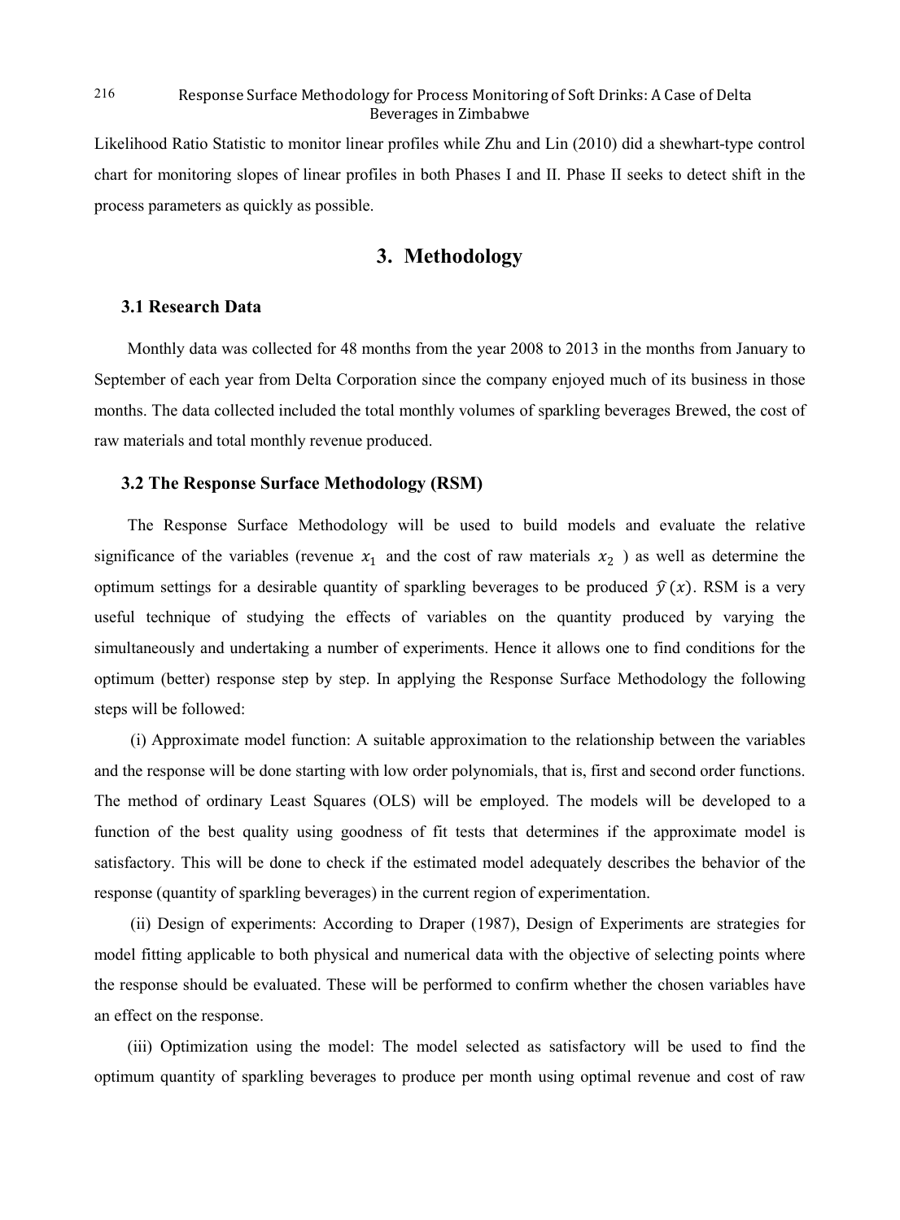Likelihood Ratio Statistic to monitor linear profiles while Zhu and Lin (2010) did a shewhart-type control chart for monitoring slopes of linear profiles in both Phases I and II. Phase II seeks to detect shift in the process parameters as quickly as possible.

# 3. Methodology

### 3.1 Research Data

Monthly data was collected for 48 months from the year 2008 to 2013 in the months from January to September of each year from Delta Corporation since the company enjoyed much of its business in those months. The data collected included the total monthly volumes of sparkling beverages Brewed, the cost of raw materials and total monthly revenue produced.

### 3.2 The Response Surface Methodology (RSM)

The Response Surface Methodology will be used to build models and evaluate the relative significance of the variables (revenue $x_1$ and the cost of raw materials $x_2$ ) as well as determine the optimum settings for a desirable quantity of sparkling beverages to be produced $\hat{y}(x)$. RSM is a very useful technique of studying the effects of variables on the quantity produced by varying the simultaneously and undertaking a number of experiments. Hence it allows one to find conditions for the optimum (better) response step by step. In applying the Response Surface Methodology the following steps will be followed:

(i) Approximate model function: A suitable approximation to the relationship between the variables and the response will be done starting with low order polynomials, that is, first and second order functions. The method of ordinary Least Squares (OLS) will be employed. The models will be developed to a function of the best quality using goodness of fit tests that determines if the approximate model is satisfactory. This will be done to check if the estimated model adequately describes the behavior of the response (quantity of sparkling beverages) in the current region of experimentation.

(ii) Design of experiments: According to Draper (1987), Design of Experiments are strategies for model fitting applicable to both physical and numerical data with the objective of selecting points where the response should be evaluated. These will be performed to confirm whether the chosen variables have an effect on the response.

(iii) Optimization using the model: The model selected as satisfactory will be used to find the optimum quantity of sparkling beverages to produce per month using optimal revenue and cost of raw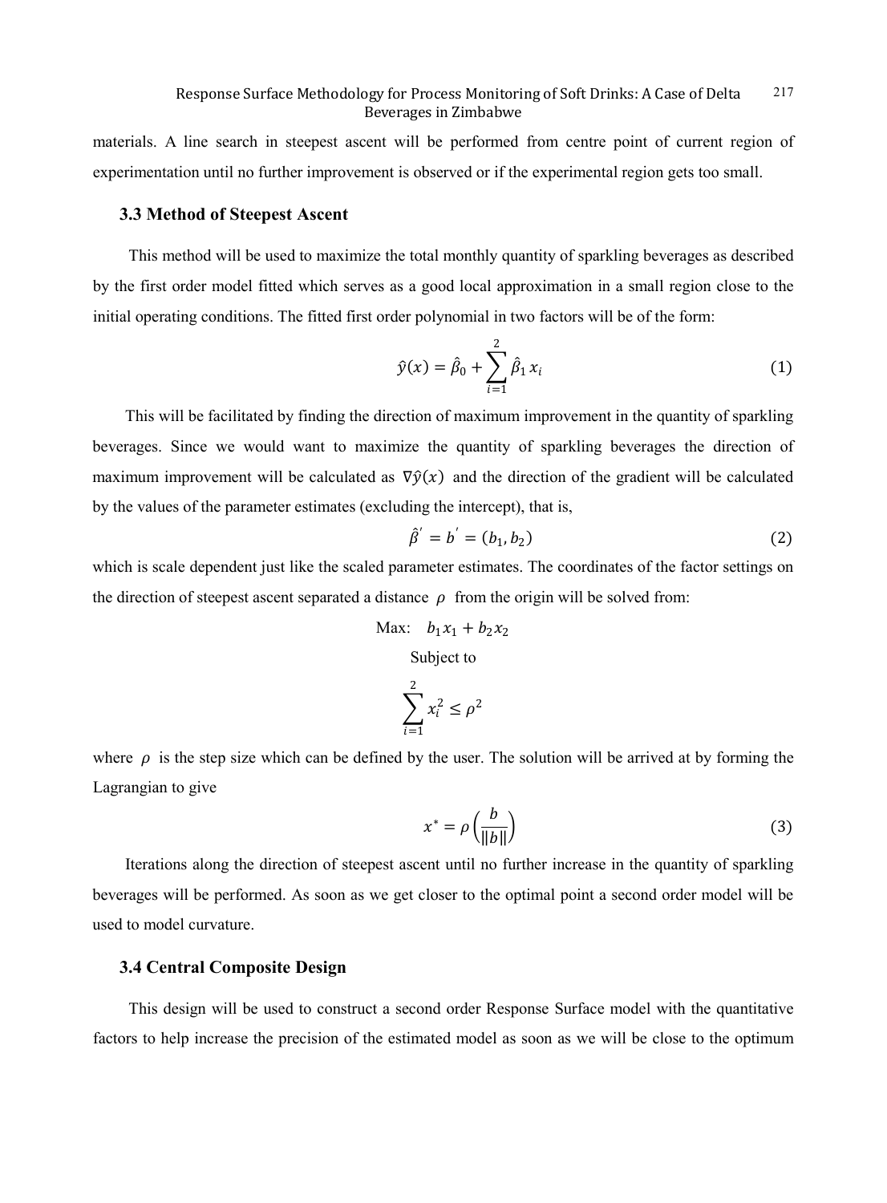materials. A line search in steepest ascent will be performed from centre point of current region of experimentation until no further improvement is observed or if the experimental region gets too small.

### 3.3 Method of Steepest Ascent

This method will be used to maximize the total monthly quantity of sparkling beverages as described by the first order model fitted which serves as a good local approximation in a small region close to the initial operating conditions. The fitted first order polynomial in two factors will be of the form:

$$\hat{y}(x) = \hat{\beta}_0 + \sum_{i=1}^{2} \hat{\beta}_1 x_i \tag{1}$$

This will be facilitated by finding the direction of maximum improvement in the quantity of sparkling beverages. Since we would want to maximize the quantity of sparkling beverages the direction of maximum improvement will be calculated as $\nabla \hat{y}(x)$ and the direction of the gradient will be calculated by the values of the parameter estimates (excluding the intercept), that is,

$$\hat{\beta}' = b' = (b_1, b_2) \tag{2}$$

which is scale dependent just like the scaled parameter estimates. The coordinates of the factor settings on the direction of steepest ascent separated a distance $\rho$ from the origin will be solved from:

$$\text{Max:} \quad b_1 x_1 + b_2 x_2$$

$$\text{Subject to}$$

$$\sum_{i=1}^{2} x_i^2 \leq \rho^2$$

where $\rho$ is the step size which can be defined by the user. The solution will be arrived at by forming the Lagrangian to give

$$x^* = \rho \left( \frac{b}{\|b\|} \right) \tag{3}$$

Iterations along the direction of steepest ascent until no further increase in the quantity of sparkling beverages will be performed. As soon as we get closer to the optimal point a second order model will be used to model curvature.

### 3.4 Central Composite Design

This design will be used to construct a second order Response Surface model with the quantitative factors to help increase the precision of the estimated model as soon as we will be close to the optimum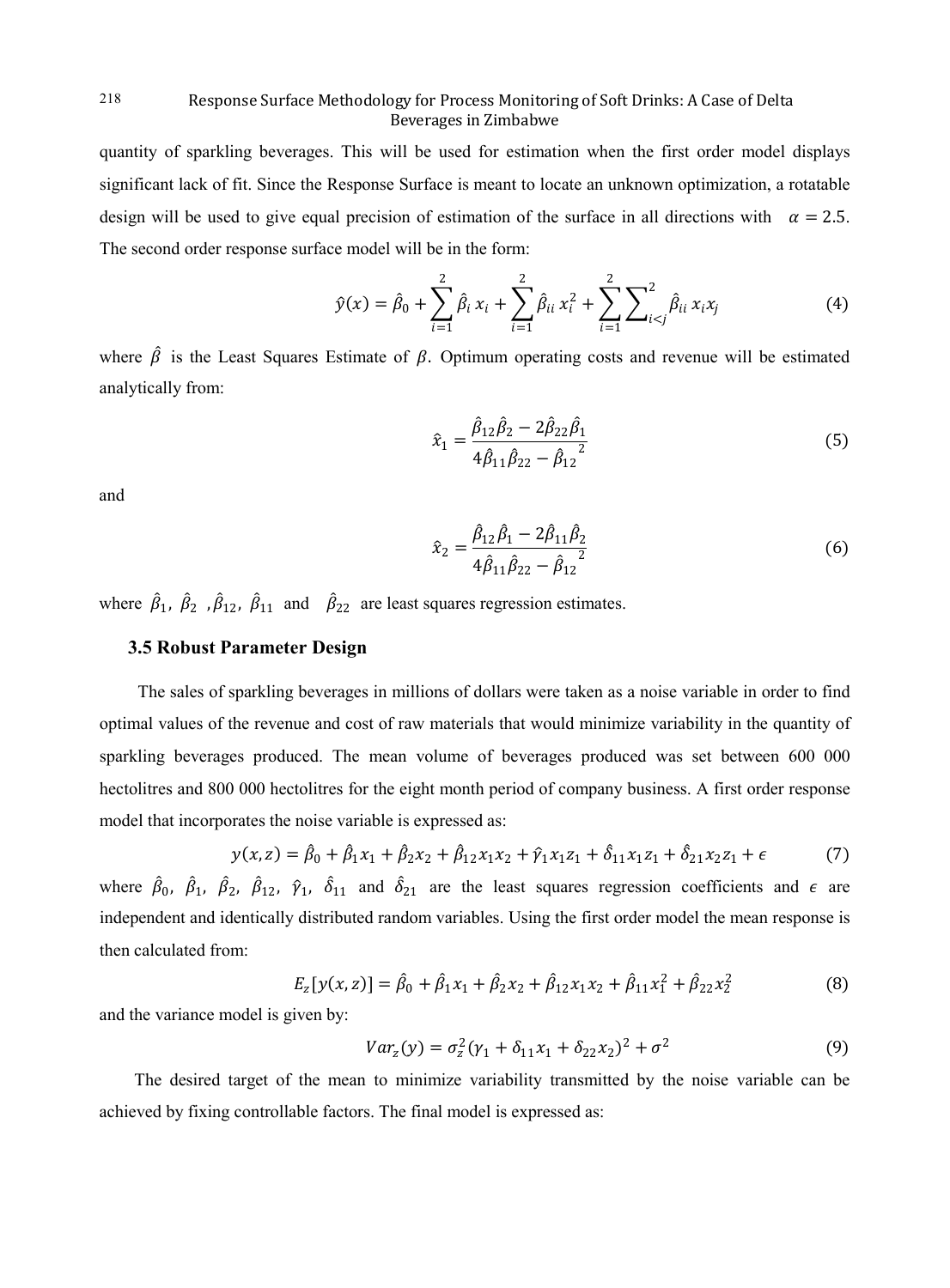quantity of sparkling beverages. This will be used for estimation when the first order model displays significant lack of fit. Since the Response Surface is meant to locate an unknown optimization, a rotatable design will be used to give equal precision of estimation of the surface in all directions with $\alpha = 2.5$. The second order response surface model will be in the form:

$$\hat{y}(x) = \hat{\beta}_0 + \sum_{i=1}^{2} \hat{\beta}_i x_i + \sum_{i=1}^{2} \hat{\beta}_{ii} x_i^2 + \sum_{i=1}^{2} \sum_{i<j}^{2} \hat{\beta}_{ii} x_i x_j \tag{4}$$

where $\hat{\beta}$ is the Least Squares Estimate of $\beta$. Optimum operating costs and revenue will be estimated analytically from:

$$\hat{x}_1 = \frac{\hat{\beta}_{12}\hat{\beta}_2 - 2\hat{\beta}_{22}\hat{\beta}_1}{4\hat{\beta}_{11}\hat{\beta}_{22} - \hat{\beta}_{12}^{\ 2}} \tag{5}$$

and

$$\hat{x}_2 = \frac{\hat{\beta}_{12}\hat{\beta}_1 - 2\hat{\beta}_{11}\hat{\beta}_2}{4\hat{\beta}_{11}\hat{\beta}_{22} - \hat{\beta}_{12}^{\ 2}} \tag{6}$$

where $\hat{\beta}_1$, $\hat{\beta}_2$ , $\hat{\beta}_{12}$, $\hat{\beta}_{11}$ and $\hat{\beta}_{22}$ are least squares regression estimates.

### 3.5 Robust Parameter Design

The sales of sparkling beverages in millions of dollars were taken as a noise variable in order to find optimal values of the revenue and cost of raw materials that would minimize variability in the quantity of sparkling beverages produced. The mean volume of beverages produced was set between 600 000 hectolitres and 800 000 hectolitres for the eight month period of company business. A first order response model that incorporates the noise variable is expressed as:

$$y(x,z) = \hat{\beta}_0 + \hat{\beta}_1 x_1 + \hat{\beta}_2 x_2 + \hat{\beta}_{12} x_1 x_2 + \hat{\gamma}_1 x_1 z_1 + \hat{\delta}_{11} x_1 z_1 + \hat{\delta}_{21} x_2 z_1 + \epsilon \tag{7}$$

where $\hat{\beta}_0$, $\hat{\beta}_1$, $\hat{\beta}_2$, $\hat{\beta}_{12}$, $\hat{\gamma}_1$, $\hat{\delta}_{11}$ and $\hat{\delta}_{21}$ are the least squares regression coefficients and $\epsilon$ are independent and identically distributed random variables. Using the first order model the mean response is then calculated from:

$$E_z[y(x,z)] = \hat{\beta}_0 + \hat{\beta}_1 x_1 + \hat{\beta}_2 x_2 + \hat{\beta}_{12} x_1 x_2 + \hat{\beta}_{11} x_1^2 + \hat{\beta}_{22} x_2^2 \tag{8}$$

and the variance model is given by:

$$Var_z(y) = \sigma_z^2 (\gamma_1 + \delta_{11} x_1 + \delta_{22} x_2)^2 + \sigma^2 \tag{9}$$

The desired target of the mean to minimize variability transmitted by the noise variable can be achieved by fixing controllable factors. The final model is expressed as: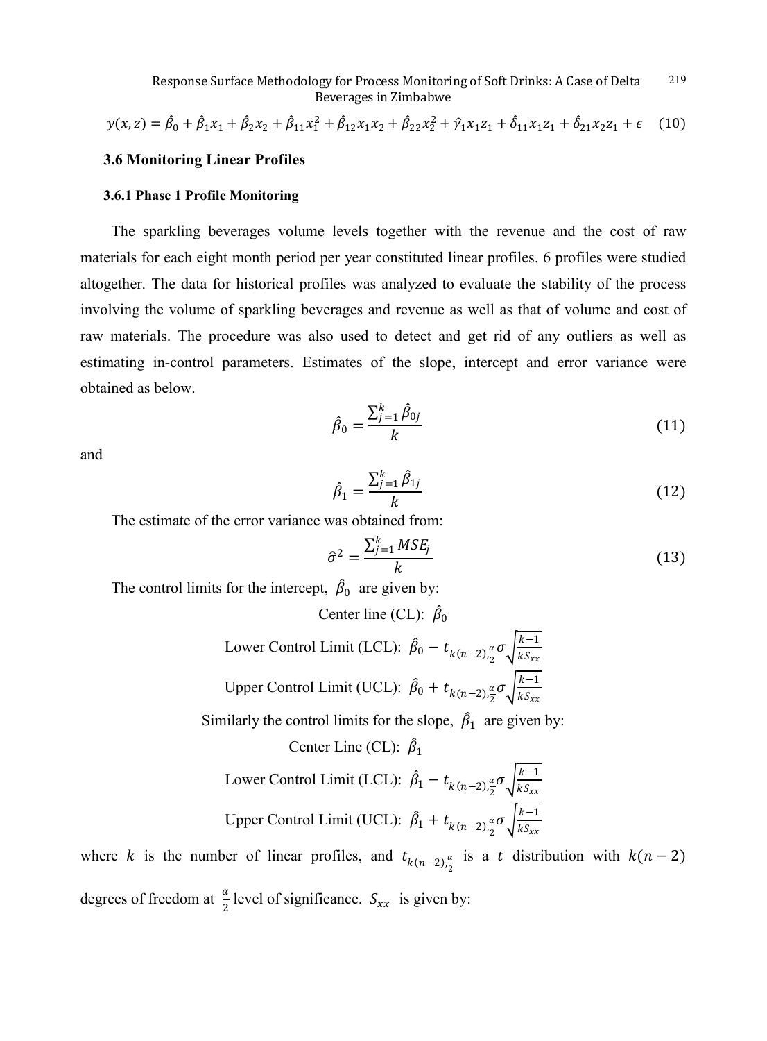$$y(x,z) = \hat{\beta}_0 + \hat{\beta}_1 x_1 + \hat{\beta}_2 x_2 + \hat{\beta}_{11} x_1^2 + \hat{\beta}_{12} x_1 x_2 + \hat{\beta}_{22} x_2^2 + \hat{\gamma}_1 x_1 z_1 + \hat{\delta}_{11} x_1 z_1 + \hat{\delta}_{21} x_2 z_1 + \epsilon \quad (10)$$

### 3.6 Monitoring Linear Profiles

#### 3.6.1 Phase 1 Profile Monitoring

The sparkling beverages volume levels together with the revenue and the cost of raw materials for each eight month period per year constituted linear profiles. 6 profiles were studied altogether. The data for historical profiles was analyzed to evaluate the stability of the process involving the volume of sparkling beverages and revenue as well as that of volume and cost of raw materials. The procedure was also used to detect and get rid of any outliers as well as estimating in-control parameters. Estimates of the slope, intercept and error variance were obtained as below.

$$\hat{\beta}_0 = \frac{\sum_{j=1}^{k} \hat{\beta}_{0j}}{k} \quad (11)$$

and

$$\hat{\beta}_1 = \frac{\sum_{j=1}^{k} \hat{\beta}_{1j}}{k} \quad (12)$$

The estimate of the error variance was obtained from:

$$\hat{\sigma}^2 = \frac{\sum_{j=1}^{k} MSE_j}{k} \quad (13)$$

The control limits for the intercept, $\hat{\beta}_0$ are given by:

Center line (CL): $\hat{\beta}_0$

Lower Control Limit (LCL): $\hat{\beta}_0 - t_{k(n-2),\frac{\alpha}{2}} \sigma \sqrt{\frac{k-1}{kS_{xx}}}$

Upper Control Limit (UCL): $\hat{\beta}_0 + t_{k(n-2),\frac{\alpha}{2}} \sigma \sqrt{\frac{k-1}{kS_{xx}}}$

Similarly the control limits for the slope, $\hat{\beta}_1$ are given by:

Center Line (CL): $\hat{\beta}_1$

Lower Control Limit (LCL): $\hat{\beta}_1 - t_{k(n-2),\frac{\alpha}{2}} \sigma \sqrt{\frac{k-1}{kS_{xx}}}$

Upper Control Limit (UCL): $\hat{\beta}_1 + t_{k(n-2),\frac{\alpha}{2}} \sigma \sqrt{\frac{k-1}{kS_{xx}}}$

where $k$ is the number of linear profiles, and $t_{k(n-2),\frac{\alpha}{2}}$ is a $t$ distribution with $k(n-2)$ degrees of freedom at $\frac{\alpha}{2}$ level of significance. $S_{xx}$ is given by: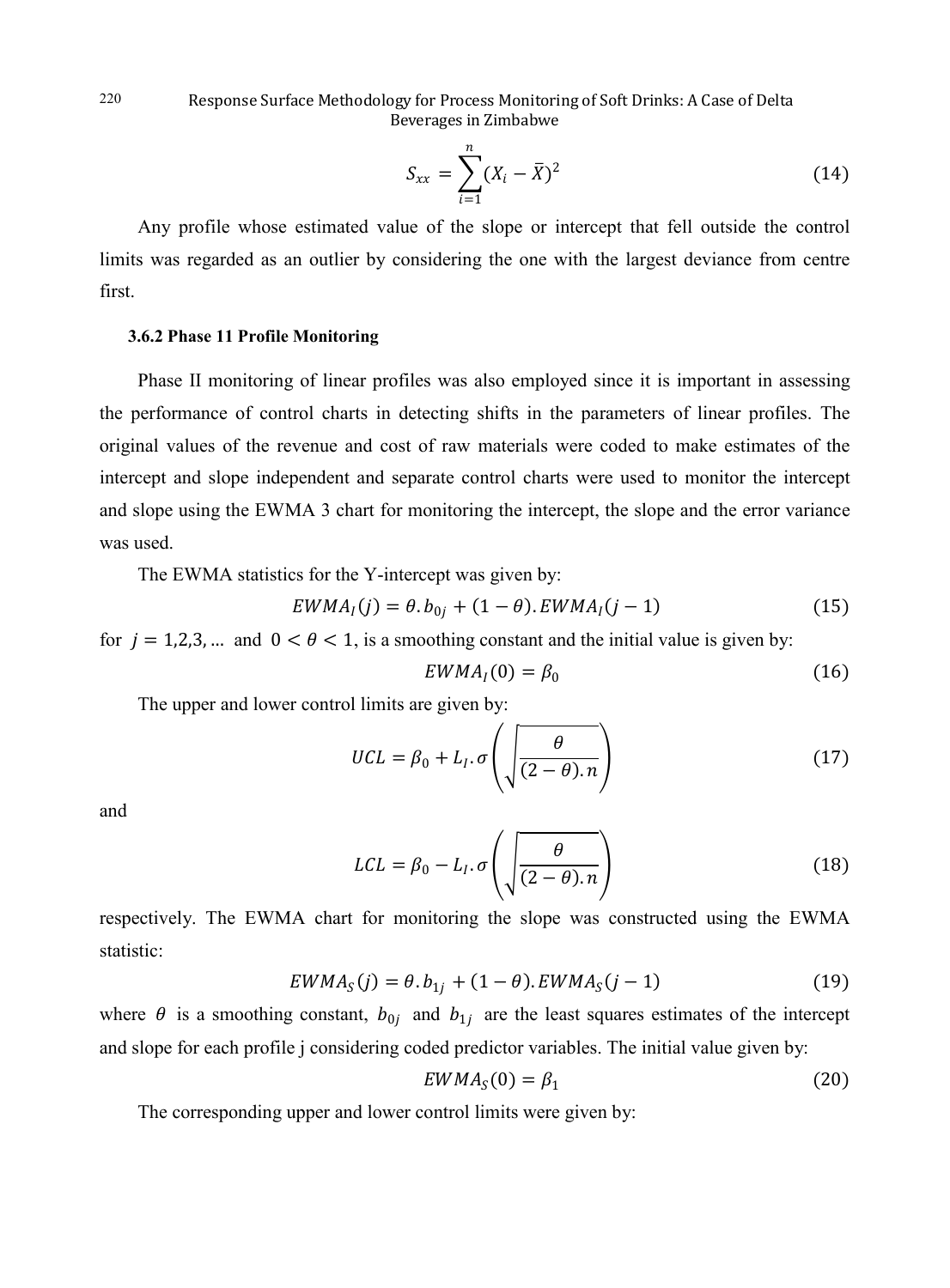$$S_{xx} = \sum_{i=1}^{n} (X_i - \bar{X})^2 \tag{14}$$

Any profile whose estimated value of the slope or intercept that fell outside the control limits was regarded as an outlier by considering the one with the largest deviance from centre first.

### 3.6.2 Phase 11 Profile Monitoring

Phase II monitoring of linear profiles was also employed since it is important in assessing the performance of control charts in detecting shifts in the parameters of linear profiles. The original values of the revenue and cost of raw materials were coded to make estimates of the intercept and slope independent and separate control charts were used to monitor the intercept and slope using the EWMA 3 chart for monitoring the intercept, the slope and the error variance was used.

The EWMA statistics for the Y-intercept was given by:

$$EWMA_I(j) = \theta . b_{0j} + (1 - \theta). EWMA_I(j - 1) \tag{15}$$

for $j = 1,2,3, \ldots$ and $0 < \theta < 1$, is a smoothing constant and the initial value is given by:

$$EWMA_I(0) = \beta_0 \tag{16}$$

The upper and lower control limits are given by:

$$UCL = \beta_0 + L_I . \sigma \left( \sqrt{\frac{\theta}{(2 - \theta). n}} \right) \tag{17}$$

and

$$LCL = \beta_0 - L_I . \sigma \left( \sqrt{\frac{\theta}{(2 - \theta). n}} \right) \tag{18}$$

respectively. The EWMA chart for monitoring the slope was constructed using the EWMA statistic:

$$EWMA_S(j) = \theta . b_{1j} + (1 - \theta). EWMA_S(j - 1) \tag{19}$$

where $\theta$ is a smoothing constant, $b_{0j}$ and $b_{1j}$ are the least squares estimates of the intercept and slope for each profile j considering coded predictor variables. The initial value given by:

$$EWMA_S(0) = \beta_1 \tag{20}$$

The corresponding upper and lower control limits were given by: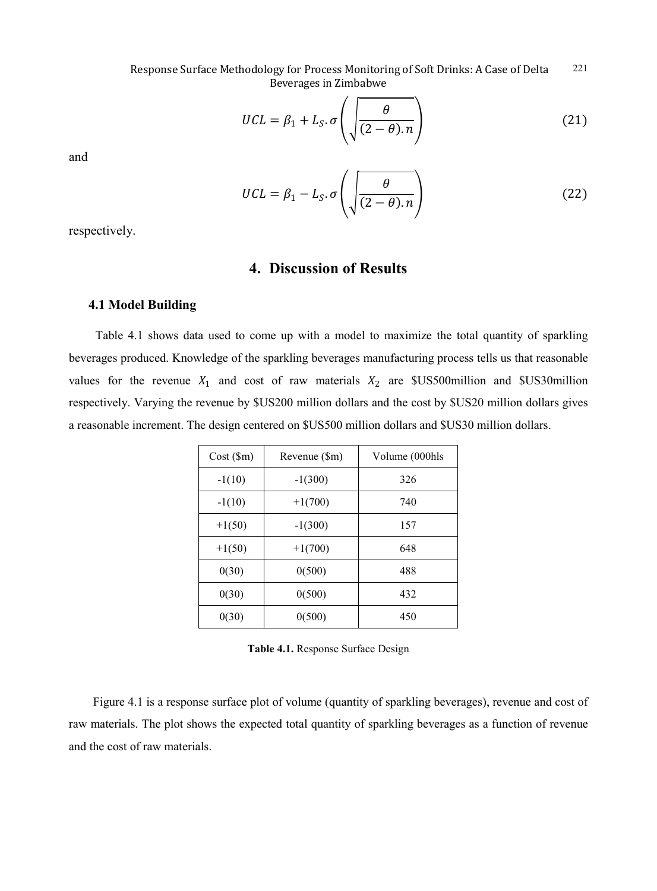$$UCL = \beta_1 + L_S.\sigma\left(\sqrt{\frac{\theta}{(2-\theta).n}}\right) \tag{21}$$

and

$$UCL = \beta_1 - L_S.\sigma\left(\sqrt{\frac{\theta}{(2-\theta).n}}\right) \tag{22}$$

respectively.

# 4. Discussion of Results

## 4.1 Model Building

Table 4.1 shows data used to come up with a model to maximize the total quantity of sparkling beverages produced. Knowledge of the sparkling beverages manufacturing process tells us that reasonable values for the revenue $X_1$ and cost of raw materials $X_2$ are $US500million and $US30million respectively. Varying the revenue by $US200 million dollars and the cost by $US20 million dollars gives a reasonable increment. The design centered on $US500 million dollars and $US30 million dollars.

| Cost ($m) | Revenue ($m) | Volume (000hls |
|---|---|---|
| -1(10) | -1(300) | 326 |
| -1(10) | +1(700) | 740 |
| +1(50) | -1(300) | 157 |
| +1(50) | +1(700) | 648 |
| 0(30) | 0(500) | 488 |
| 0(30) | 0(500) | 432 |
| 0(30) | 0(500) | 450 |

**Table 4.1.** Response Surface Design

Figure 4.1 is a response surface plot of volume (quantity of sparkling beverages), revenue and cost of raw materials. The plot shows the expected total quantity of sparkling beverages as a function of revenue and the cost of raw materials.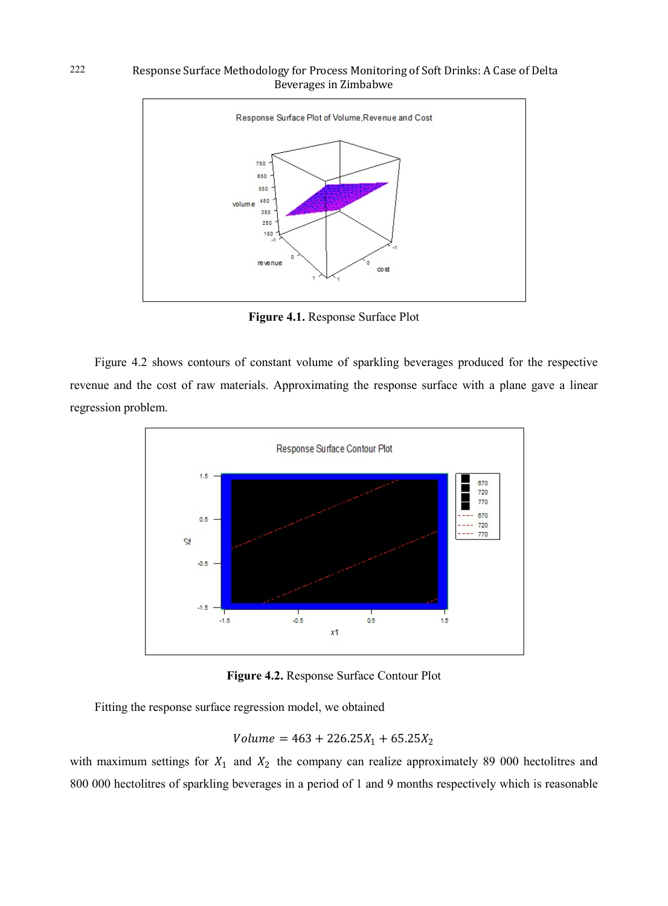**Figure 4.1.** Response Surface Plot

Figure 4.2 shows contours of constant volume of sparkling beverages produced for the respective revenue and the cost of raw materials. Approximating the response surface with a plane gave a linear regression problem.

**Figure 4.2.** Response Surface Contour Plot

Fitting the response surface regression model, we obtained

$$Volume = 463 + 226.25X_1 + 65.25X_2$$

with maximum settings for $X_1$ and $X_2$ the company can realize approximately 89 000 hectolitres and 800 000 hectolitres of sparkling beverages in a period of 1 and 9 months respectively which is reasonable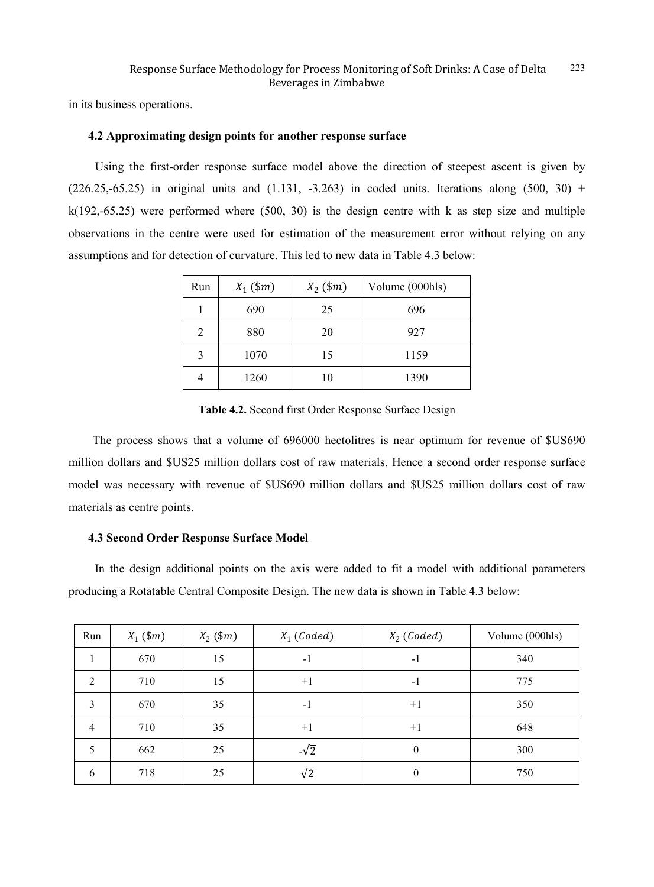in its business operations.

### 4.2 Approximating design points for another response surface

Using the first-order response surface model above the direction of steepest ascent is given by (226.25,-65.25) in original units and (1.131, -3.263) in coded units. Iterations along (500, 30) + k(192,-65.25) were performed where (500, 30) is the design centre with k as step size and multiple observations in the centre were used for estimation of the measurement error without relying on any assumptions and for detection of curvature. This led to new data in Table 4.3 below:

| Run | $X_1$ ($\$m$) | $X_2$ ($\$m$) | Volume (000hls) |
|---|---|---|---|
| 1 | 690 | 25 | 696 |
| 2 | 880 | 20 | 927 |
| 3 | 1070 | 15 | 1159 |
| 4 | 1260 | 10 | 1390 |

**Table 4.2.** Second first Order Response Surface Design

The process shows that a volume of 696000 hectolitres is near optimum for revenue of $US690 million dollars and $US25 million dollars cost of raw materials. Hence a second order response surface model was necessary with revenue of $US690 million dollars and $US25 million dollars cost of raw materials as centre points.

### 4.3 Second Order Response Surface Model

In the design additional points on the axis were added to fit a model with additional parameters producing a Rotatable Central Composite Design. The new data is shown in Table 4.3 below:

| Run | $X_1$ ($\$m$) | $X_2$ ($\$m$) | $X_1$ $(Coded)$ | $X_2$ $(Coded)$ | Volume (000hls) |
|---|---|---|---|---|---|
| 1 | 670 | 15 | -1 | -1 | 340 |
| 2 | 710 | 15 | +1 | -1 | 775 |
| 3 | 670 | 35 | -1 | +1 | 350 |
| 4 | 710 | 35 | +1 | +1 | 648 |
| 5 | 662 | 25 | $-\sqrt{2}$ | 0 | 300 |
| 6 | 718 | 25 | $\sqrt{2}$ | 0 | 750 |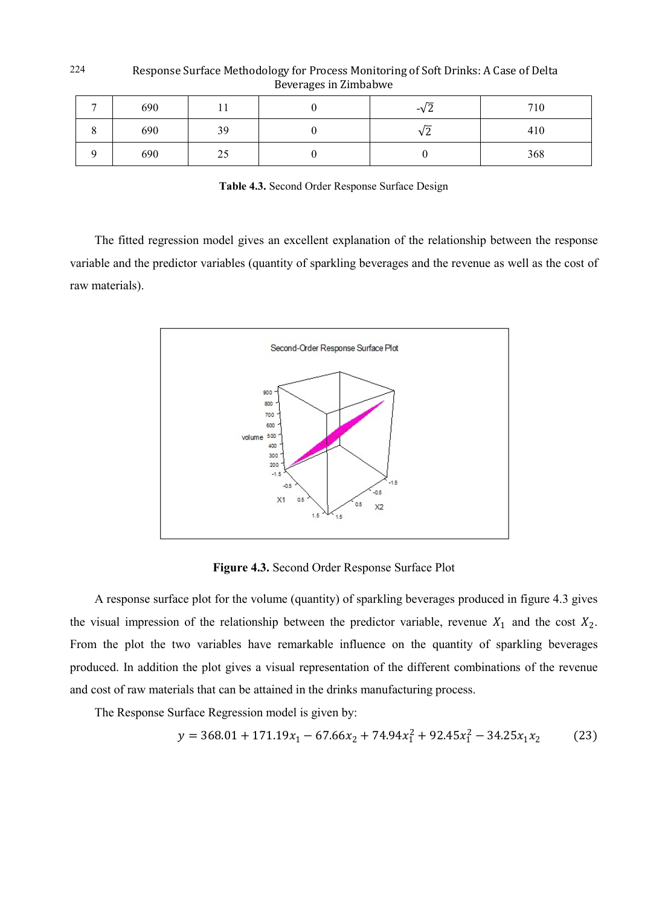| 7 | 690 | 11 | 0 | $-\sqrt{2}$ | 710 |
|---|---|---|---|---|---|
| 8 | 690 | 39 | 0 | $\sqrt{2}$ | 410 |
| 9 | 690 | 25 | 0 | 0 | 368 |

**Table 4.3.** Second Order Response Surface Design

The fitted regression model gives an excellent explanation of the relationship between the response variable and the predictor variables (quantity of sparkling beverages and the revenue as well as the cost of raw materials).

**Figure 4.3.** Second Order Response Surface Plot

A response surface plot for the volume (quantity) of sparkling beverages produced in figure 4.3 gives the visual impression of the relationship between the predictor variable, revenue $X_1$ and the cost $X_2$. From the plot the two variables have remarkable influence on the quantity of sparkling beverages produced. In addition the plot gives a visual representation of the different combinations of the revenue and cost of raw materials that can be attained in the drinks manufacturing process.

The Response Surface Regression model is given by:

$$y = 368.01 + 171.19x_1 - 67.66x_2 + 74.94x_1^2 + 92.45x_1^2 - 34.25x_1x_2 \tag{23}$$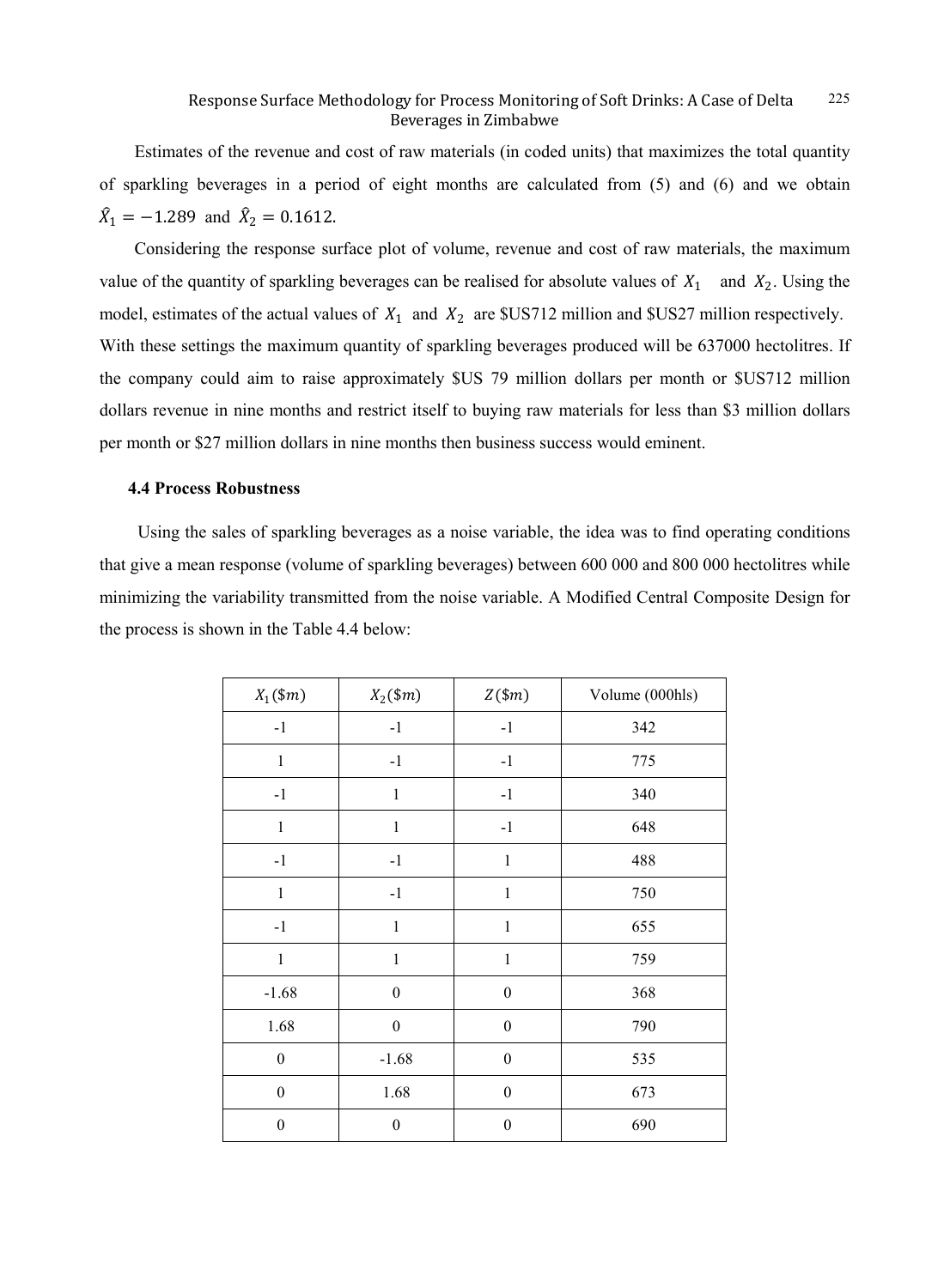Estimates of the revenue and cost of raw materials (in coded units) that maximizes the total quantity of sparkling beverages in a period of eight months are calculated from (5) and (6) and we obtain $\hat{X}_1 = -1.289$ and $\hat{X}_2 = 0.1612$.

Considering the response surface plot of volume, revenue and cost of raw materials, the maximum value of the quantity of sparkling beverages can be realised for absolute values of $X_1$ and $X_2$. Using the model, estimates of the actual values of $X_1$ and $X_2$ are \$US712 million and \$US27 million respectively. With these settings the maximum quantity of sparkling beverages produced will be 637000 hectolitres. If the company could aim to raise approximately \$US 79 million dollars per month or \$US712 million dollars revenue in nine months and restrict itself to buying raw materials for less than \$3 million dollars per month or \$27 million dollars in nine months then business success would eminent.

### 4.4 Process Robustness

Using the sales of sparkling beverages as a noise variable, the idea was to find operating conditions that give a mean response (volume of sparkling beverages) between 600 000 and 800 000 hectolitres while minimizing the variability transmitted from the noise variable. A Modified Central Composite Design for the process is shown in the Table 4.4 below:

| $X_1(\$m)$ | $X_2(\$m)$ | $Z(\$m)$ | Volume (000hls) |
|---|---|---|---|
| -1 | -1 | -1 | 342 |
| 1 | -1 | -1 | 775 |
| -1 | 1 | -1 | 340 |
| 1 | 1 | -1 | 648 |
| -1 | -1 | 1 | 488 |
| 1 | -1 | 1 | 750 |
| -1 | 1 | 1 | 655 |
| 1 | 1 | 1 | 759 |
| -1.68 | 0 | 0 | 368 |
| 1.68 | 0 | 0 | 790 |
| 0 | -1.68 | 0 | 535 |
| 0 | 1.68 | 0 | 673 |
| 0 | 0 | 0 | 690 |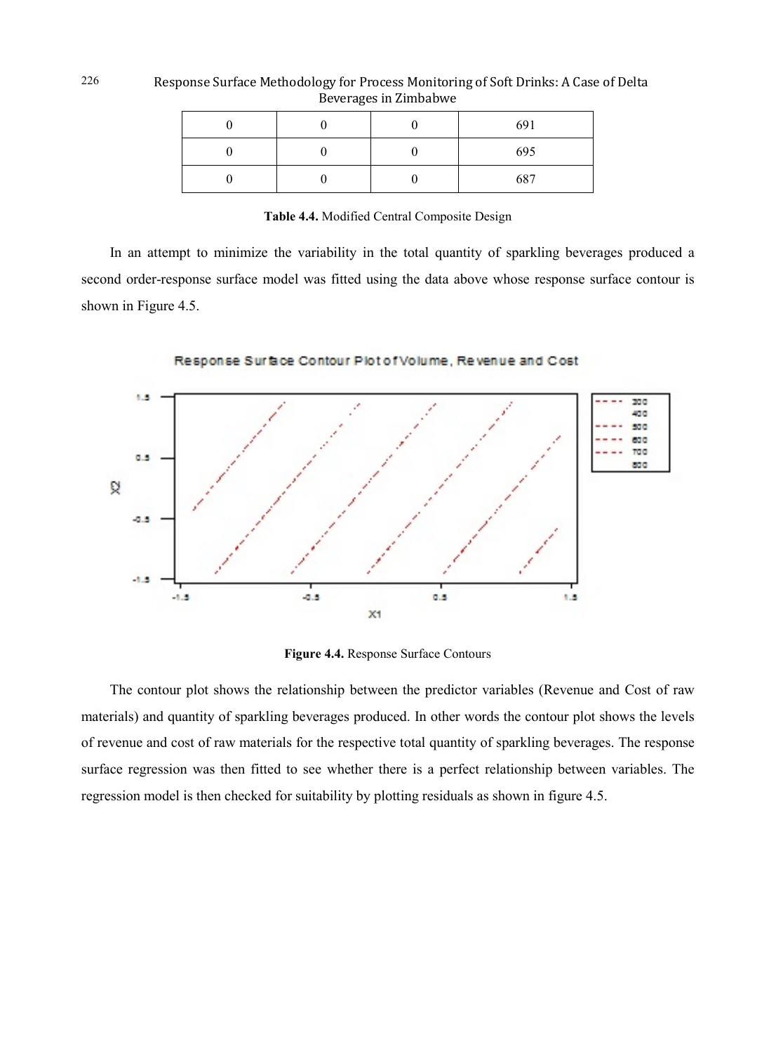| 0 | 0 | 0 | 691 |
|---|---|---|---|
| 0 | 0 | 0 | 695 |
| 0 | 0 | 0 | 687 |

**Table 4.4.** Modified Central Composite Design

In an attempt to minimize the variability in the total quantity of sparkling beverages produced a second order-response surface model was fitted using the data above whose response surface contour is shown in Figure 4.5.

**Figure 4.4.** Response Surface Contours

The contour plot shows the relationship between the predictor variables (Revenue and Cost of raw materials) and quantity of sparkling beverages produced. In other words the contour plot shows the levels of revenue and cost of raw materials for the respective total quantity of sparkling beverages. The response surface regression was then fitted to see whether there is a perfect relationship between variables. The regression model is then checked for suitability by plotting residuals as shown in figure 4.5.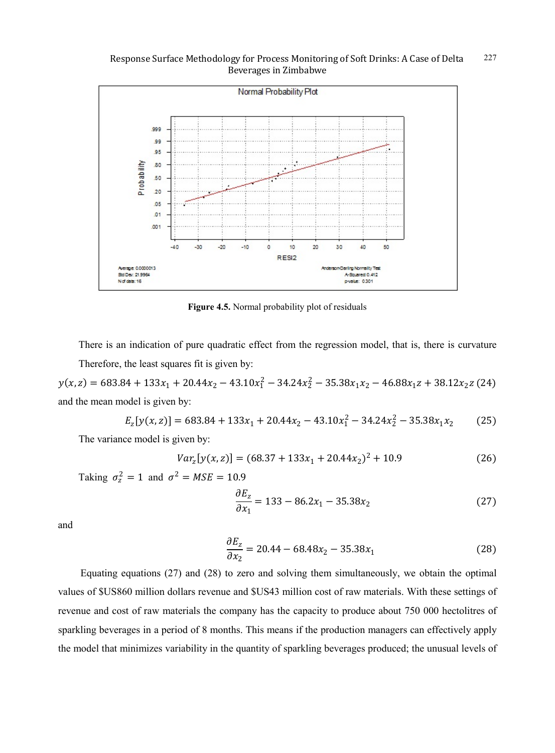Figure 4.5. Normal probability plot of residuals

There is an indication of pure quadratic effect from the regression model, that is, there is curvature Therefore, the least squares fit is given by:

$$y(x,z) = 683.84 + 133x_1 + 20.44x_2 - 43.10x_1^2 - 34.24x_2^2 - 35.38x_1x_2 - 46.88x_1z + 38.12x_2z \quad (24)$$

and the mean model is given by:

$$E_z[y(x,z)] = 683.84 + 133x_1 + 20.44x_2 - 43.10x_1^2 - 34.24x_2^2 - 35.38x_1x_2 \quad (25)$$

The variance model is given by:

$$Var_z[y(x,z)] = (68.37 + 133x_1 + 20.44x_2)^2 + 10.9 \quad (26)$$

Taking $\sigma_z^2 = 1$ and $\sigma^2 = MSE = 10.9$

$$\frac{\partial E_z}{\partial x_1} = 133 - 86.2x_1 - 35.38x_2 \quad (27)$$

and

$$\frac{\partial E_z}{\partial x_2} = 20.44 - 68.48x_2 - 35.38x_1 \quad (28)$$

Equating equations (27) and (28) to zero and solving them simultaneously, we obtain the optimal values of $US860 million dollars revenue and $US43 million cost of raw materials. With these settings of revenue and cost of raw materials the company has the capacity to produce about 750 000 hectolitres of sparkling beverages in a period of 8 months. This means if the production managers can effectively apply the model that minimizes variability in the quantity of sparkling beverages produced; the unusual levels of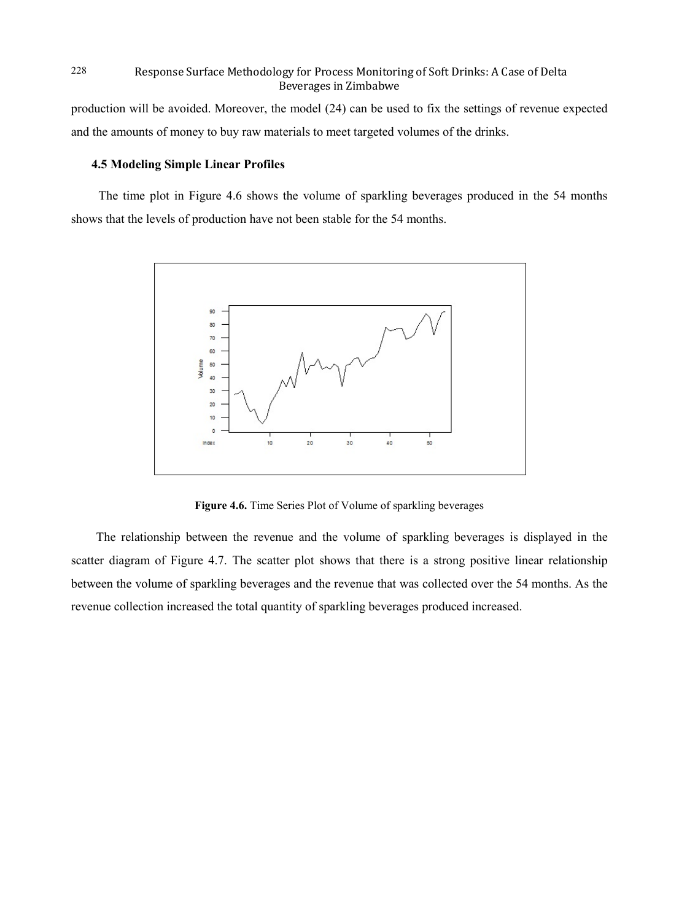production will be avoided. Moreover, the model (24) can be used to fix the settings of revenue expected and the amounts of money to buy raw materials to meet targeted volumes of the drinks.

### 4.5 Modeling Simple Linear Profiles

The time plot in Figure 4.6 shows the volume of sparkling beverages produced in the 54 months shows that the levels of production have not been stable for the 54 months.

**Figure 4.6.** Time Series Plot of Volume of sparkling beverages

The relationship between the revenue and the volume of sparkling beverages is displayed in the scatter diagram of Figure 4.7. The scatter plot shows that there is a strong positive linear relationship between the volume of sparkling beverages and the revenue that was collected over the 54 months. As the revenue collection increased the total quantity of sparkling beverages produced increased.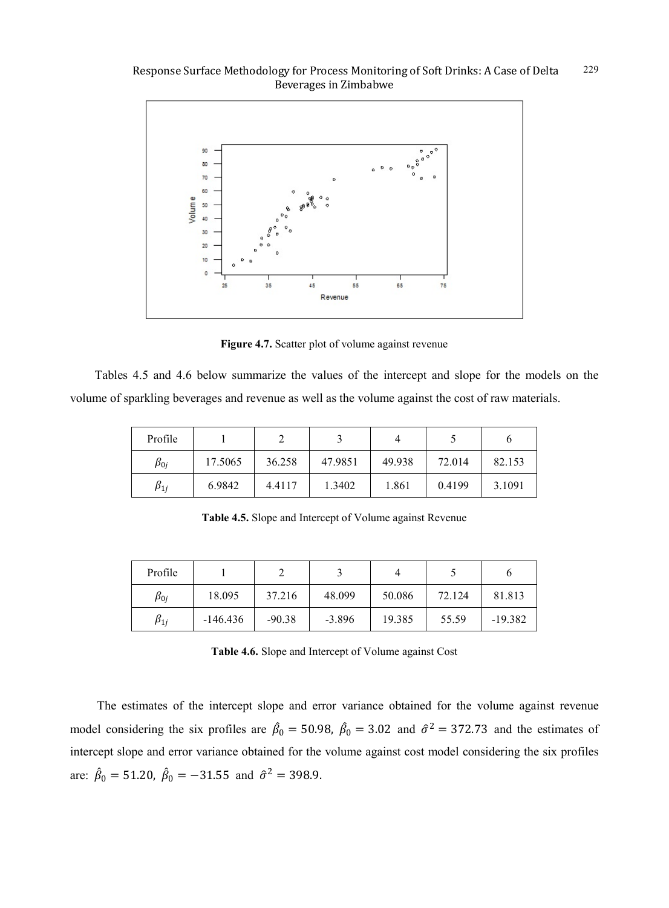Figure 4.7. Scatter plot of volume against revenue

Tables 4.5 and 4.6 below summarize the values of the intercept and slope for the models on the volume of sparkling beverages and revenue as well as the volume against the cost of raw materials.

| Profile | 1 | 2 | 3 | 4 | 5 | 6 |
|---|---|---|---|---|---|---|
| $\beta_{0j}$ | 17.5065 | 36.258 | 47.9851 | 49.938 | 72.014 | 82.153 |
| $\beta_{1j}$ | 6.9842 | 4.4117 | 1.3402 | 1.861 | 0.4199 | 3.1091 |

**Table 4.5.** Slope and Intercept of Volume against Revenue

| Profile | 1 | 2 | 3 | 4 | 5 | 6 |
|---|---|---|---|---|---|---|
| $\beta_{0j}$ | 18.095 | 37.216 | 48.099 | 50.086 | 72.124 | 81.813 |
| $\beta_{1j}$ | -146.436 | -90.38 | -3.896 | 19.385 | 55.59 | -19.382 |

**Table 4.6.** Slope and Intercept of Volume against Cost

The estimates of the intercept slope and error variance obtained for the volume against revenue model considering the six profiles are $\hat{\beta}_0 = 50.98$, $\hat{\beta}_0 = 3.02$ and $\hat{\sigma}^2 = 372.73$ and the estimates of intercept slope and error variance obtained for the volume against cost model considering the six profiles are: $\hat{\beta}_0 = 51.20$, $\hat{\beta}_0 = -31.55$ and $\hat{\sigma}^2 = 398.9$.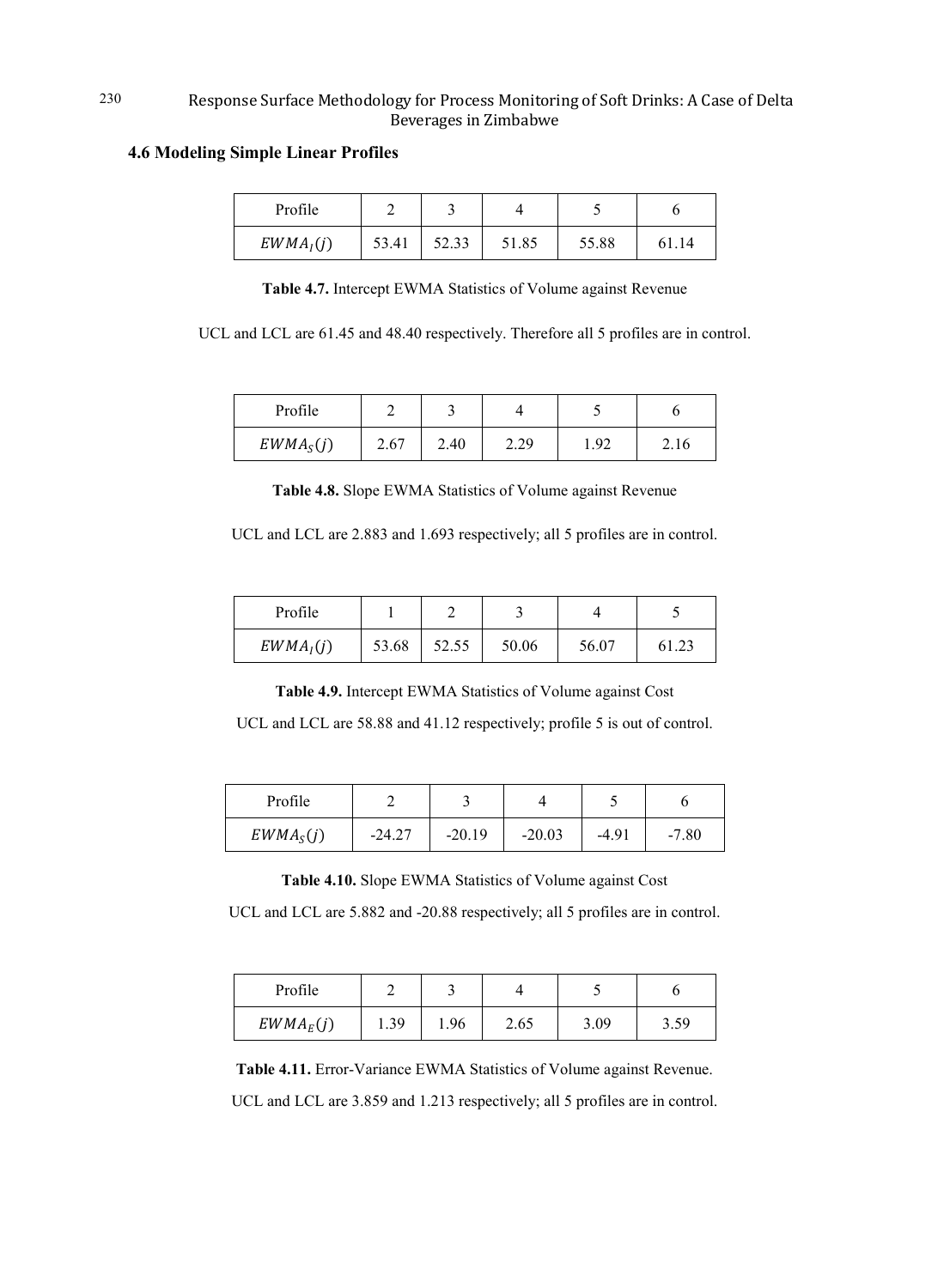### 4.6 Modeling Simple Linear Profiles

| Profile | 2 | 3 | 4 | 5 | 6 |
|---|---|---|---|---|---|
| $EWMA_I(j)$ | 53.41 | 52.33 | 51.85 | 55.88 | 61.14 |

**Table 4.7.** Intercept EWMA Statistics of Volume against Revenue

UCL and LCL are 61.45 and 48.40 respectively. Therefore all 5 profiles are in control.

| Profile | 2 | 3 | 4 | 5 | 6 |
|---|---|---|---|---|---|
| $EWMA_S(j)$ | 2.67 | 2.40 | 2.29 | 1.92 | 2.16 |

**Table 4.8.** Slope EWMA Statistics of Volume against Revenue

UCL and LCL are 2.883 and 1.693 respectively; all 5 profiles are in control.

| Profile | 1 | 2 | 3 | 4 | 5 |
|---|---|---|---|---|---|
| $EWMA_I(j)$ | 53.68 | 52.55 | 50.06 | 56.07 | 61.23 |

**Table 4.9.** Intercept EWMA Statistics of Volume against Cost

UCL and LCL are 58.88 and 41.12 respectively; profile 5 is out of control.

| Profile | 2 | 3 | 4 | 5 | 6 |
|---|---|---|---|---|---|
| $EWMA_S(j)$ | -24.27 | -20.19 | -20.03 | -4.91 | -7.80 |

**Table 4.10.** Slope EWMA Statistics of Volume against Cost

UCL and LCL are 5.882 and -20.88 respectively; all 5 profiles are in control.

| Profile | 2 | 3 | 4 | 5 | 6 |
|---|---|---|---|---|---|
| $EWMA_E(j)$ | 1.39 | 1.96 | 2.65 | 3.09 | 3.59 |

**Table 4.11.** Error-Variance EWMA Statistics of Volume against Revenue.

UCL and LCL are 3.859 and 1.213 respectively; all 5 profiles are in control.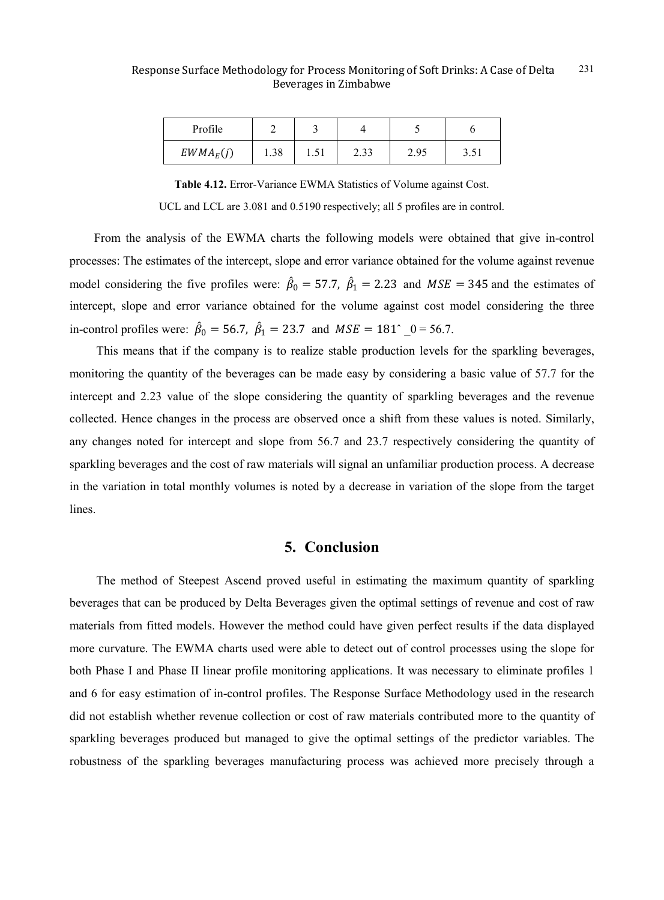| Profile | 2 | 3 | 4 | 5 | 6 |
|---|---|---|---|---|---|
| $EWMA_E(j)$ | 1.38 | 1.51 | 2.33 | 2.95 | 3.51 |

**Table 4.12.** Error-Variance EWMA Statistics of Volume against Cost.

UCL and LCL are 3.081 and 0.5190 respectively; all 5 profiles are in control.

From the analysis of the EWMA charts the following models were obtained that give in-control processes: The estimates of the intercept, slope and error variance obtained for the volume against revenue model considering the five profiles were: $\hat{\beta}_0 = 57.7$, $\hat{\beta}_1 = 2.23$ and $MSE = 345$ and the estimates of intercept, slope and error variance obtained for the volume against cost model considering the three in-control profiles were: $\hat{\beta}_0 = 56.7$, $\hat{\beta}_1 = 23.7$ and $MSE = 181$ˆ _0 = 56.7.

This means that if the company is to realize stable production levels for the sparkling beverages, monitoring the quantity of the beverages can be made easy by considering a basic value of 57.7 for the intercept and 2.23 value of the slope considering the quantity of sparkling beverages and the revenue collected. Hence changes in the process are observed once a shift from these values is noted. Similarly, any changes noted for intercept and slope from 56.7 and 23.7 respectively considering the quantity of sparkling beverages and the cost of raw materials will signal an unfamiliar production process. A decrease in the variation in total monthly volumes is noted by a decrease in variation of the slope from the target lines.

## 5. Conclusion

The method of Steepest Ascend proved useful in estimating the maximum quantity of sparkling beverages that can be produced by Delta Beverages given the optimal settings of revenue and cost of raw materials from fitted models. However the method could have given perfect results if the data displayed more curvature. The EWMA charts used were able to detect out of control processes using the slope for both Phase I and Phase II linear profile monitoring applications. It was necessary to eliminate profiles 1 and 6 for easy estimation of in-control profiles. The Response Surface Methodology used in the research did not establish whether revenue collection or cost of raw materials contributed more to the quantity of sparkling beverages produced but managed to give the optimal settings of the predictor variables. The robustness of the sparkling beverages manufacturing process was achieved more precisely through a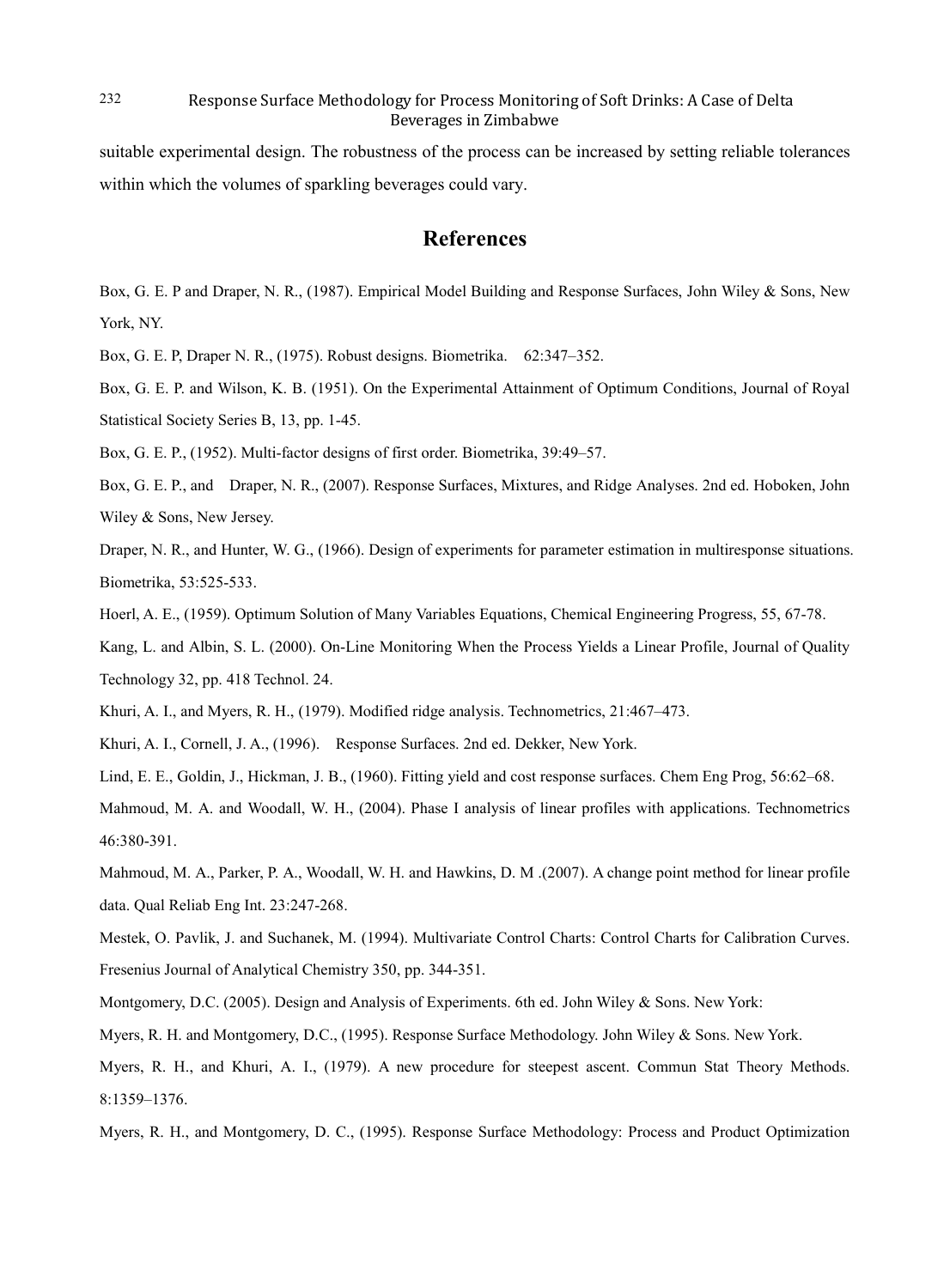suitable experimental design. The robustness of the process can be increased by setting reliable tolerances within which the volumes of sparkling beverages could vary.

## References

Box, G. E. P and Draper, N. R., (1987). Empirical Model Building and Response Surfaces, John Wiley & Sons, New York, NY.

Box, G. E. P, Draper N. R., (1975). Robust designs. Biometrika. 62:347–352.

Box, G. E. P. and Wilson, K. B. (1951). On the Experimental Attainment of Optimum Conditions, Journal of Royal Statistical Society Series B, 13, pp. 1-45.

Box, G. E. P., (1952). Multi-factor designs of first order. Biometrika, 39:49–57.

Box, G. E. P., and Draper, N. R., (2007). Response Surfaces, Mixtures, and Ridge Analyses. 2nd ed. Hoboken, John Wiley & Sons, New Jersey.

Draper, N. R., and Hunter, W. G., (1966). Design of experiments for parameter estimation in multiresponse situations. Biometrika, 53:525-533.

Hoerl, A. E., (1959). Optimum Solution of Many Variables Equations, Chemical Engineering Progress, 55, 67-78.

Kang, L. and Albin, S. L. (2000). On-Line Monitoring When the Process Yields a Linear Profile, Journal of Quality Technology 32, pp. 418 Technol. 24.

Khuri, A. I., and Myers, R. H., (1979). Modified ridge analysis. Technometrics, 21:467–473.

Khuri, A. I., Cornell, J. A., (1996). Response Surfaces. 2nd ed. Dekker, New York.

Lind, E. E., Goldin, J., Hickman, J. B., (1960). Fitting yield and cost response surfaces. Chem Eng Prog, 56:62–68.

Mahmoud, M. A. and Woodall, W. H., (2004). Phase I analysis of linear profiles with applications. Technometrics 46:380-391.

Mahmoud, M. A., Parker, P. A., Woodall, W. H. and Hawkins, D. M .(2007). A change point method for linear profile data. Qual Reliab Eng Int. 23:247-268.

Mestek, O. Pavlik, J. and Suchanek, M. (1994). Multivariate Control Charts: Control Charts for Calibration Curves. Fresenius Journal of Analytical Chemistry 350, pp. 344-351.

Montgomery, D.C. (2005). Design and Analysis of Experiments. 6th ed. John Wiley & Sons. New York:

Myers, R. H. and Montgomery, D.C., (1995). Response Surface Methodology. John Wiley & Sons. New York.

Myers, R. H., and Khuri, A. I., (1979). A new procedure for steepest ascent. Commun Stat Theory Methods. 8:1359–1376.

Myers, R. H., and Montgomery, D. C., (1995). Response Surface Methodology: Process and Product Optimization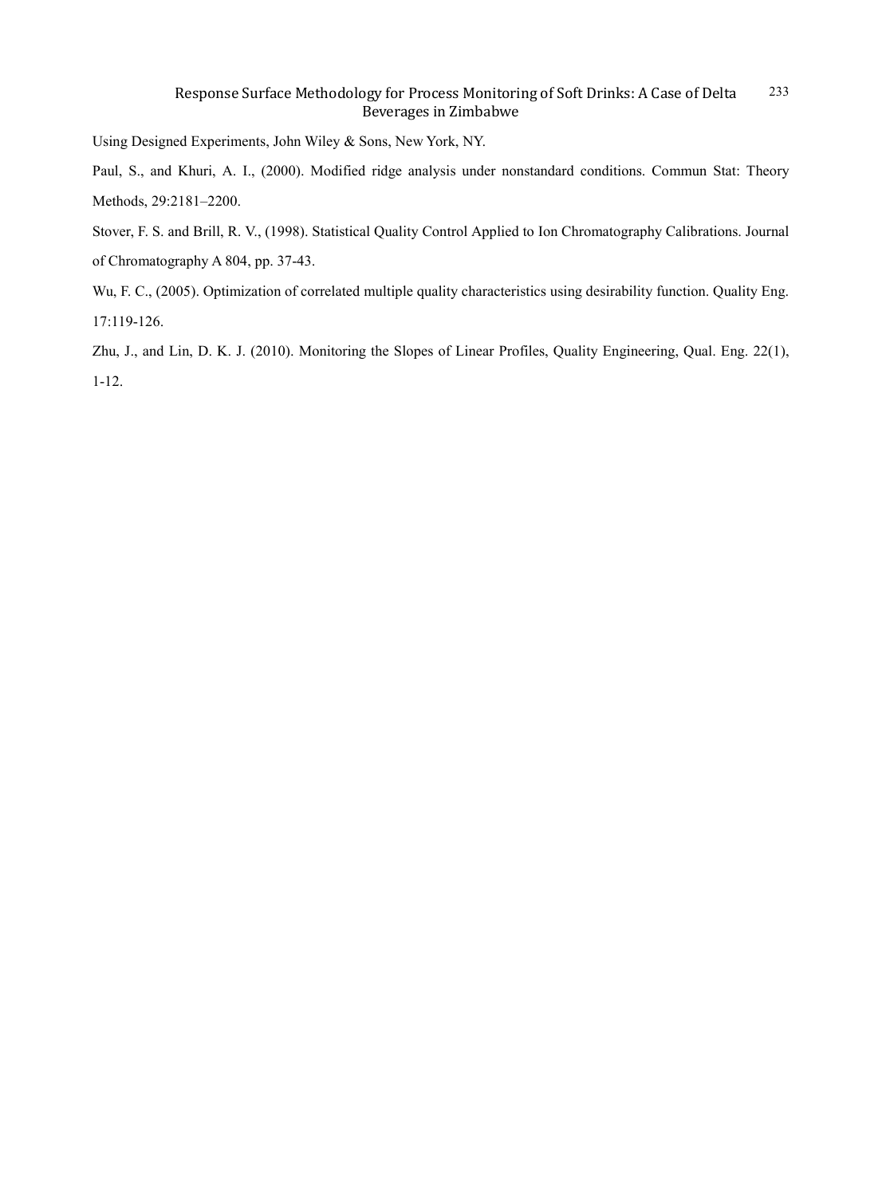Using Designed Experiments, John Wiley & Sons, New York, NY.

Paul, S., and Khuri, A. I., (2000). Modified ridge analysis under nonstandard conditions. Commun Stat: Theory Methods, 29:2181–2200.

Stover, F. S. and Brill, R. V., (1998). Statistical Quality Control Applied to Ion Chromatography Calibrations. Journal of Chromatography A 804, pp. 37-43.

Wu, F. C., (2005). Optimization of correlated multiple quality characteristics using desirability function. Quality Eng. 17:119-126.

Zhu, J., and Lin, D. K. J. (2010). Monitoring the Slopes of Linear Profiles, Quality Engineering, Qual. Eng. 22(1), 1-12.